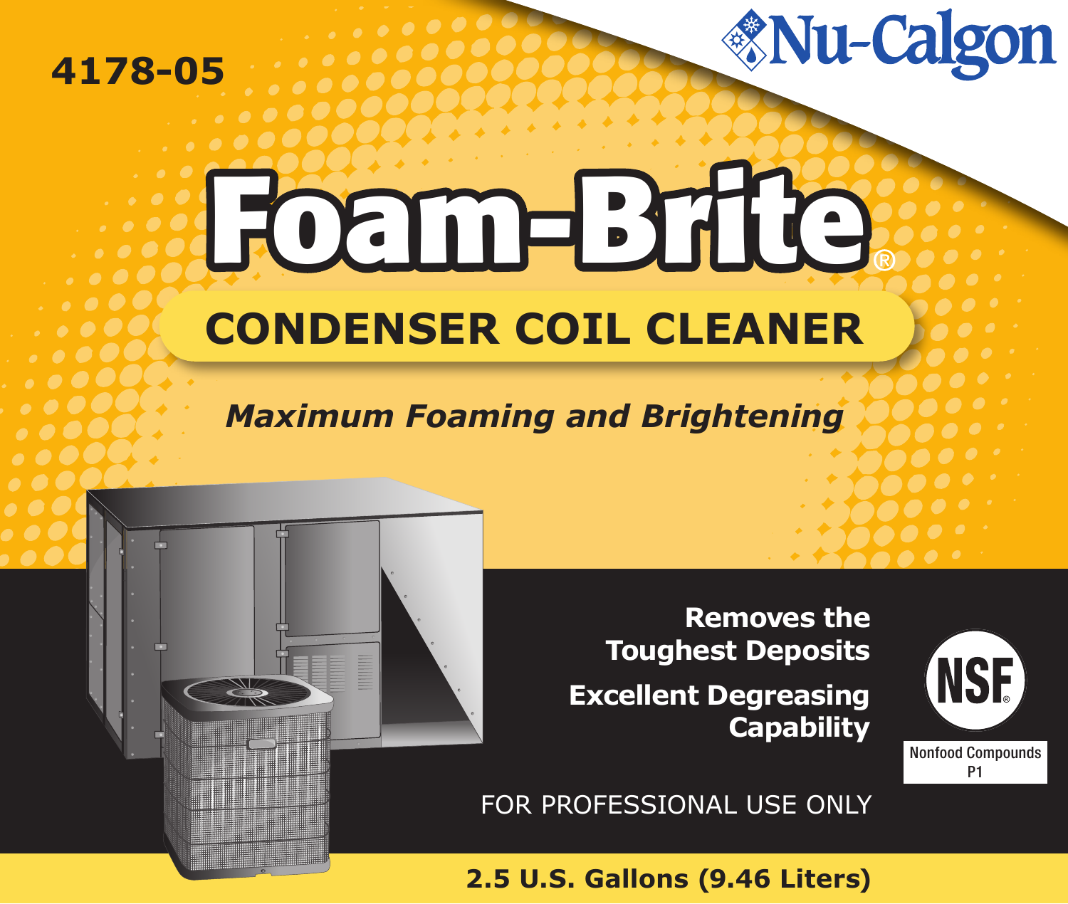4178-05

Nu-Calgon

# Foam-Brite®

## CONDENSER COIL CLEANER

*Maximum Foaming and Brightening*

**Removes the Toughest Deposits**

**Excellent Degreasing Capability**

NSF®
Nonfood Compounds
P1

FOR PROFESSIONAL USE ONLY

**2.5 U.S. Gallons (9.46 Liters)**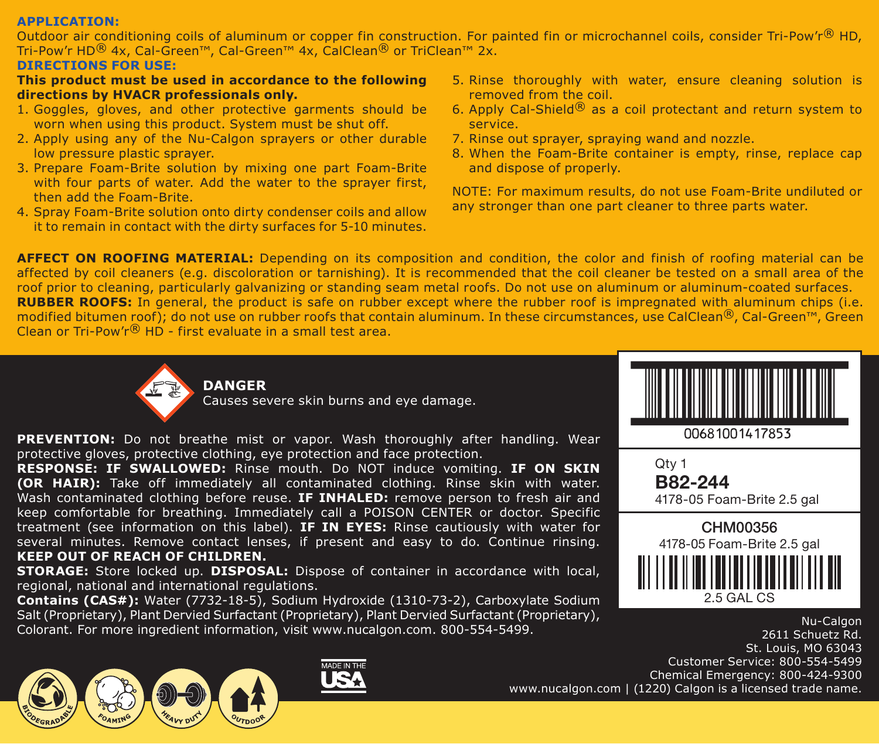**APPLICATION:**
Outdoor air conditioning coils of aluminum or copper fin construction. For painted fin or microchannel coils, consider Tri-Pow'r® HD, Tri-Pow'r HD® 4x, Cal-Green™, Cal-Green™ 4x, CalClean® or TriClean™ 2x.

**DIRECTIONS FOR USE:**

**This product must be used in accordance to the following directions by HVACR professionals only.**

1. Goggles, gloves, and other protective garments should be worn when using this product. System must be shut off.
2. Apply using any of the Nu-Calgon sprayers or other durable low pressure plastic sprayer.
3. Prepare Foam-Brite solution by mixing one part Foam-Brite with four parts of water. Add the water to the sprayer first, then add the Foam-Brite.
4. Spray Foam-Brite solution onto dirty condenser coils and allow it to remain in contact with the dirty surfaces for 5-10 minutes.
5. Rinse thoroughly with water, ensure cleaning solution is removed from the coil.
6. Apply Cal-Shield® as a coil protectant and return system to service.
7. Rinse out sprayer, spraying wand and nozzle.
8. When the Foam-Brite container is empty, rinse, replace cap and dispose of properly.

NOTE: For maximum results, do not use Foam-Brite undiluted or any stronger than one part cleaner to three parts water.

**AFFECT ON ROOFING MATERIAL:** Depending on its composition and condition, the color and finish of roofing material can be affected by coil cleaners (e.g. discoloration or tarnishing). It is recommended that the coil cleaner be tested on a small area of the roof prior to cleaning, particularly galvanizing or standing seam metal roofs. Do not use on aluminum or aluminum-coated surfaces.
**RUBBER ROOFS:** In general, the product is safe on rubber except where the rubber roof is impregnated with aluminum chips (i.e. modified bitumen roof); do not use on rubber roofs that contain aluminum. In these circumstances, use CalClean®, Cal-Green™, Green Clean or Tri-Pow'r® HD - first evaluate in a small test area.

**DANGER**
Causes severe skin burns and eye damage.

**PREVENTION:** Do not breathe mist or vapor. Wash thoroughly after handling. Wear protective gloves, protective clothing, eye protection and face protection.
**RESPONSE: IF SWALLOWED:** Rinse mouth. Do NOT induce vomiting. **IF ON SKIN (OR HAIR):** Take off immediately all contaminated clothing. Rinse skin with water. Wash contaminated clothing before reuse. **IF INHALED:** remove person to fresh air and keep comfortable for breathing. Immediately call a POISON CENTER or doctor. Specific treatment (see information on this label). **IF IN EYES:** Rinse cautiously with water for several minutes. Remove contact lenses, if present and easy to do. Continue rinsing.
**KEEP OUT OF REACH OF CHILDREN.**
**STORAGE:** Store locked up. **DISPOSAL:** Dispose of container in accordance with local, regional, national and international regulations.
**Contains (CAS#):** Water (7732-18-5), Sodium Hydroxide (1310-73-2), Carboxylate Sodium Salt (Proprietary), Plant Dervied Surfactant (Proprietary), Plant Dervied Surfactant (Proprietary), Colorant. For more ingredient information, visit www.nucalgon.com. 800-554-5499.

00681001417853

Qty 1
**B82-244**
4178-05 Foam-Brite 2.5 gal

CHM00356
4178-05 Foam-Brite 2.5 gal
2.5 GAL CS

Nu-Calgon
2611 Schuetz Rd.
St. Louis, MO 63043
Customer Service: 800-554-5499
Chemical Emergency: 800-424-9300
www.nucalgon.com | (1220) Calgon is a licensed trade name.

BIODEGRADABLE
FOAMING
HEAVY DUTY
OUTDOOR
MADE IN THE USA